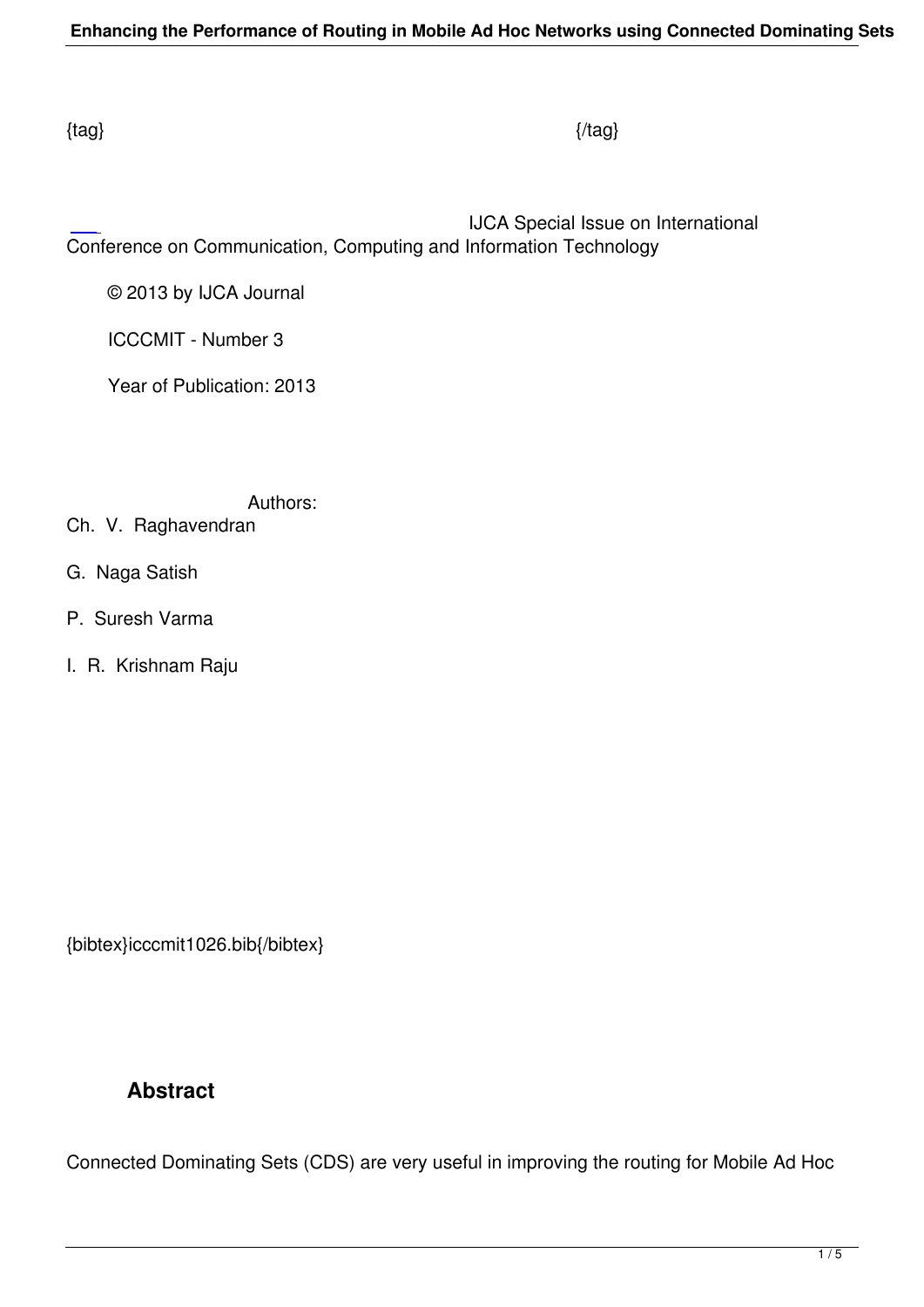{tag} {/tag}

IJCA Special Issue on International Conference on Communication, Computing and Information Technology

© 2013 by IJCA Journal

ICCCMIT - Number 3

Year of Publication: 2013

Authors:

Ch. V. Raghavendran

G. Naga Satish

P. Suresh Varma

I. R. Krishnam Raju

{bibtex}icccmit1026.bib{/bibtex}

## Abstract

Connected Dominating Sets (CDS) are very useful in improving the routing for Mobile Ad Hoc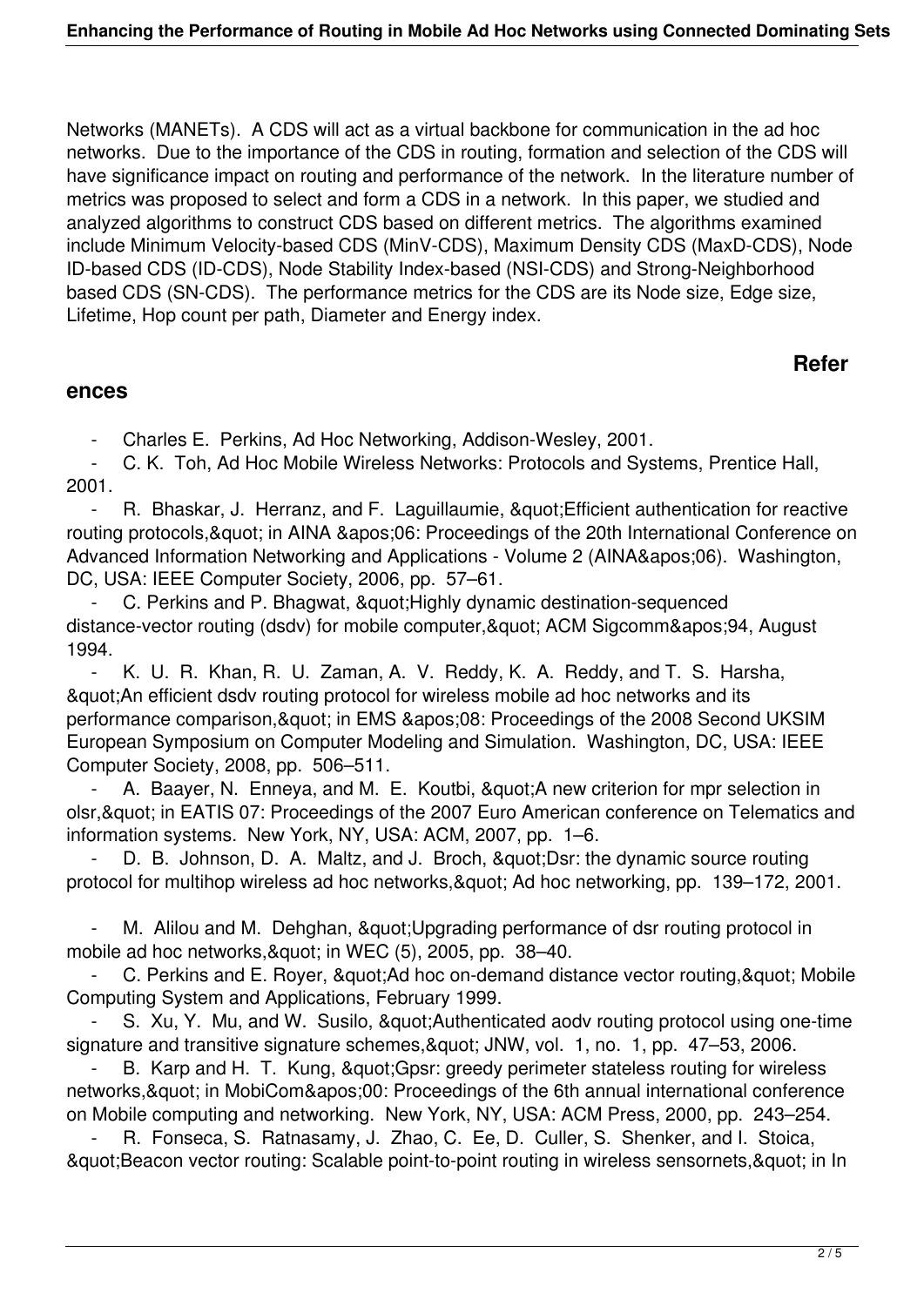Networks (MANETs). A CDS will act as a virtual backbone for communication in the ad hoc networks. Due to the importance of the CDS in routing, formation and selection of the CDS will have significance impact on routing and performance of the network. In the literature number of metrics was proposed to select and form a CDS in a network. In this paper, we studied and analyzed algorithms to construct CDS based on different metrics. The algorithms examined include Minimum Velocity-based CDS (MinV-CDS), Maximum Density CDS (MaxD-CDS), Node ID-based CDS (ID-CDS), Node Stability Index-based (NSI-CDS) and Strong-Neighborhood based CDS (SN-CDS). The performance metrics for the CDS are its Node size, Edge size, Lifetime, Hop count per path, Diameter and Energy index.

## References

- Charles E. Perkins, Ad Hoc Networking, Addison-Wesley, 2001.
- C. K. Toh, Ad Hoc Mobile Wireless Networks: Protocols and Systems, Prentice Hall, 2001.
- R. Bhaskar, J. Herranz, and F. Laguillaumie, "Efficient authentication for reactive routing protocols," in AINA '06: Proceedings of the 20th International Conference on Advanced Information Networking and Applications - Volume 2 (AINA'06). Washington, DC, USA: IEEE Computer Society, 2006, pp. 57–61.
- C. Perkins and P. Bhagwat, "Highly dynamic destination-sequenced distance-vector routing (dsdv) for mobile computer," ACM Sigcomm'94, August 1994.
- K. U. R. Khan, R. U. Zaman, A. V. Reddy, K. A. Reddy, and T. S. Harsha, "An efficient dsdv routing protocol for wireless mobile ad hoc networks and its performance comparison," in EMS '08: Proceedings of the 2008 Second UKSIM European Symposium on Computer Modeling and Simulation. Washington, DC, USA: IEEE Computer Society, 2008, pp. 506–511.
- A. Baayer, N. Enneya, and M. E. Koutbi, "A new criterion for mpr selection in olsr," in EATIS 07: Proceedings of the 2007 Euro American conference on Telematics and information systems. New York, NY, USA: ACM, 2007, pp. 1–6.
- D. B. Johnson, D. A. Maltz, and J. Broch, "Dsr: the dynamic source routing protocol for multihop wireless ad hoc networks," Ad hoc networking, pp. 139–172, 2001.
- M. Alilou and M. Dehghan, "Upgrading performance of dsr routing protocol in mobile ad hoc networks," in WEC (5), 2005, pp. 38–40.
- C. Perkins and E. Royer, "Ad hoc on-demand distance vector routing," Mobile Computing System and Applications, February 1999.
- S. Xu, Y. Mu, and W. Susilo, "Authenticated aodv routing protocol using one-time signature and transitive signature schemes," JNW, vol. 1, no. 1, pp. 47–53, 2006.
- B. Karp and H. T. Kung, "Gpsr: greedy perimeter stateless routing for wireless networks," in MobiCom'00: Proceedings of the 6th annual international conference on Mobile computing and networking. New York, NY, USA: ACM Press, 2000, pp. 243–254.
- R. Fonseca, S. Ratnasamy, J. Zhao, C. Ee, D. Culler, S. Shenker, and I. Stoica, "Beacon vector routing: Scalable point-to-point routing in wireless sensornets," in In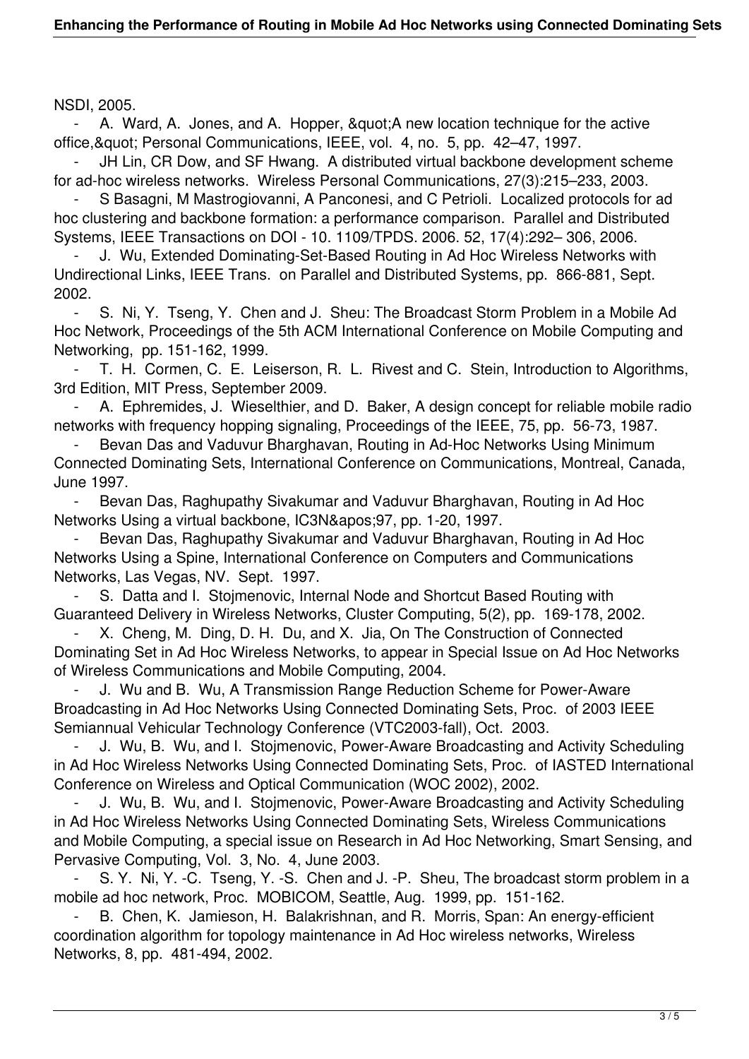NSDI, 2005.

- A. Ward, A. Jones, and A. Hopper, &quot;A new location technique for the active office,&quot; Personal Communications, IEEE, vol. 4, no. 5, pp. 42–47, 1997.
- JH Lin, CR Dow, and SF Hwang. A distributed virtual backbone development scheme for ad-hoc wireless networks. Wireless Personal Communications, 27(3):215–233, 2003.
- S Basagni, M Mastrogiovanni, A Panconesi, and C Petrioli. Localized protocols for ad hoc clustering and backbone formation: a performance comparison. Parallel and Distributed Systems, IEEE Transactions on DOI - 10. 1109/TPDS. 2006. 52, 17(4):292– 306, 2006.
- J. Wu, Extended Dominating-Set-Based Routing in Ad Hoc Wireless Networks with Undirectional Links, IEEE Trans. on Parallel and Distributed Systems, pp. 866-881, Sept. 2002.
- S. Ni, Y. Tseng, Y. Chen and J. Sheu: The Broadcast Storm Problem in a Mobile Ad Hoc Network, Proceedings of the 5th ACM International Conference on Mobile Computing and Networking, pp. 151-162, 1999.
- T. H. Cormen, C. E. Leiserson, R. L. Rivest and C. Stein, Introduction to Algorithms, 3rd Edition, MIT Press, September 2009.
- A. Ephremides, J. Wieselthier, and D. Baker, A design concept for reliable mobile radio networks with frequency hopping signaling, Proceedings of the IEEE, 75, pp. 56-73, 1987.
- Bevan Das and Vaduvur Bharghavan, Routing in Ad-Hoc Networks Using Minimum Connected Dominating Sets, International Conference on Communications, Montreal, Canada, June 1997.
- Bevan Das, Raghupathy Sivakumar and Vaduvur Bharghavan, Routing in Ad Hoc Networks Using a virtual backbone, IC3N&apos;97, pp. 1-20, 1997.
- Bevan Das, Raghupathy Sivakumar and Vaduvur Bharghavan, Routing in Ad Hoc Networks Using a Spine, International Conference on Computers and Communications Networks, Las Vegas, NV. Sept. 1997.
- S. Datta and I. Stojmenovic, Internal Node and Shortcut Based Routing with Guaranteed Delivery in Wireless Networks, Cluster Computing, 5(2), pp. 169-178, 2002.
- X. Cheng, M. Ding, D. H. Du, and X. Jia, On The Construction of Connected Dominating Set in Ad Hoc Wireless Networks, to appear in Special Issue on Ad Hoc Networks of Wireless Communications and Mobile Computing, 2004.
- J. Wu and B. Wu, A Transmission Range Reduction Scheme for Power-Aware Broadcasting in Ad Hoc Networks Using Connected Dominating Sets, Proc. of 2003 IEEE Semiannual Vehicular Technology Conference (VTC2003-fall), Oct. 2003.
- J. Wu, B. Wu, and I. Stojmenovic, Power-Aware Broadcasting and Activity Scheduling in Ad Hoc Wireless Networks Using Connected Dominating Sets, Proc. of IASTED International Conference on Wireless and Optical Communication (WOC 2002), 2002.
- J. Wu, B. Wu, and I. Stojmenovic, Power-Aware Broadcasting and Activity Scheduling in Ad Hoc Wireless Networks Using Connected Dominating Sets, Wireless Communications and Mobile Computing, a special issue on Research in Ad Hoc Networking, Smart Sensing, and Pervasive Computing, Vol. 3, No. 4, June 2003.
- S. Y. Ni, Y. -C. Tseng, Y. -S. Chen and J. -P. Sheu, The broadcast storm problem in a mobile ad hoc network, Proc. MOBICOM, Seattle, Aug. 1999, pp. 151-162.
- B. Chen, K. Jamieson, H. Balakrishnan, and R. Morris, Span: An energy-efficient coordination algorithm for topology maintenance in Ad Hoc wireless networks, Wireless Networks, 8, pp. 481-494, 2002.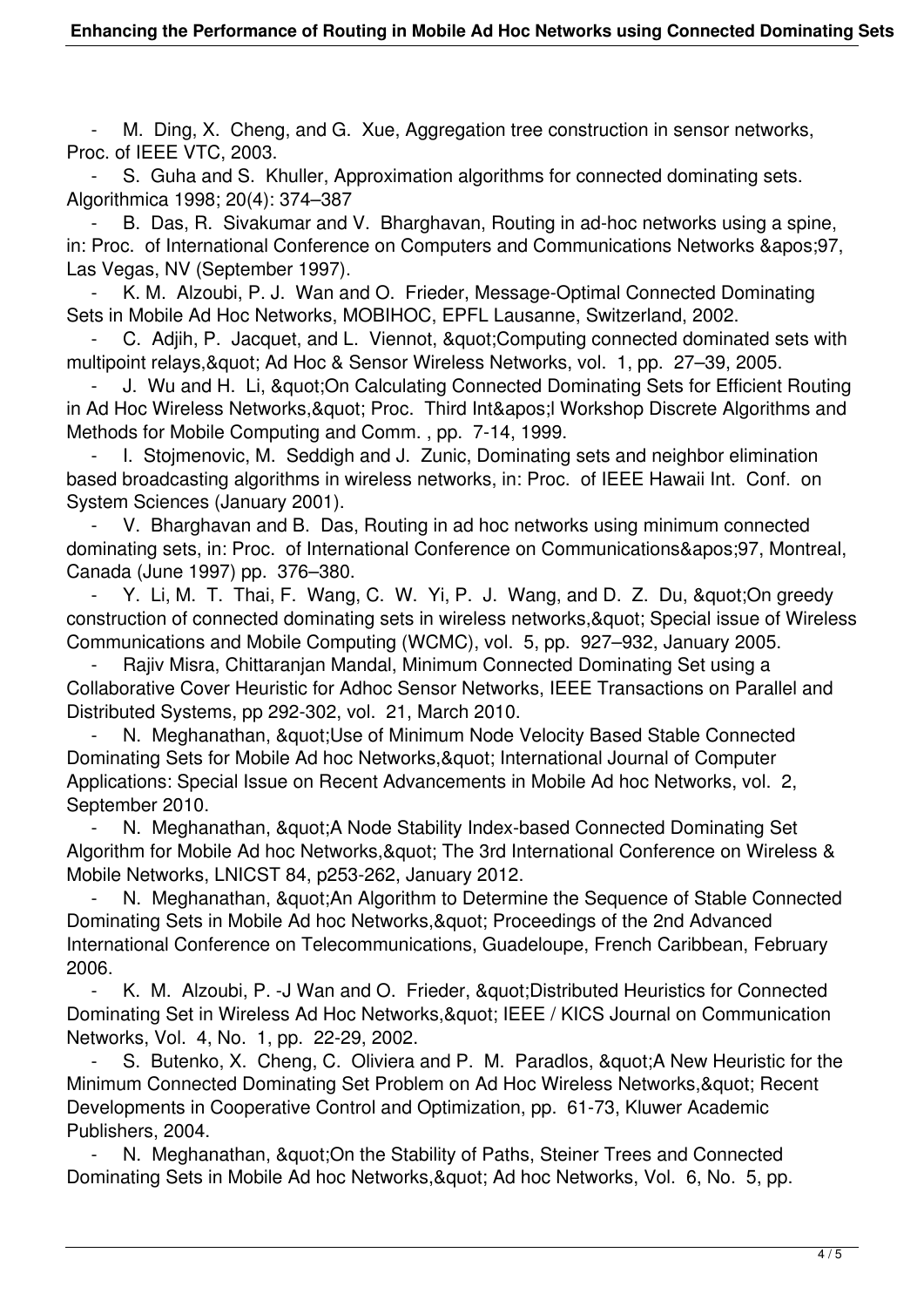- M. Ding, X. Cheng, and G. Xue, Aggregation tree construction in sensor networks, Proc. of IEEE VTC, 2003.
- S. Guha and S. Khuller, Approximation algorithms for connected dominating sets. Algorithmica 1998; 20(4): 374–387
- B. Das, R. Sivakumar and V. Bharghavan, Routing in ad-hoc networks using a spine, in: Proc. of International Conference on Computers and Communications Networks &apos;97, Las Vegas, NV (September 1997).
- K. M. Alzoubi, P. J. Wan and O. Frieder, Message-Optimal Connected Dominating Sets in Mobile Ad Hoc Networks, MOBIHOC, EPFL Lausanne, Switzerland, 2002.
- C. Adjih, P. Jacquet, and L. Viennot, &quot;Computing connected dominated sets with multipoint relays,&quot; Ad Hoc & Sensor Wireless Networks, vol. 1, pp. 27–39, 2005.
- J. Wu and H. Li, &quot;On Calculating Connected Dominating Sets for Efficient Routing in Ad Hoc Wireless Networks,&quot; Proc. Third Int&apos;l Workshop Discrete Algorithms and Methods for Mobile Computing and Comm. , pp. 7-14, 1999.
- I. Stojmenovic, M. Seddigh and J. Zunic, Dominating sets and neighbor elimination based broadcasting algorithms in wireless networks, in: Proc. of IEEE Hawaii Int. Conf. on System Sciences (January 2001).
- V. Bharghavan and B. Das, Routing in ad hoc networks using minimum connected dominating sets, in: Proc. of International Conference on Communications&apos;97, Montreal, Canada (June 1997) pp. 376–380.
- Y. Li, M. T. Thai, F. Wang, C. W. Yi, P. J. Wang, and D. Z. Du, &quot;On greedy construction of connected dominating sets in wireless networks,&quot; Special issue of Wireless Communications and Mobile Computing (WCMC), vol. 5, pp. 927–932, January 2005.
- Rajiv Misra, Chittaranjan Mandal, Minimum Connected Dominating Set using a Collaborative Cover Heuristic for Adhoc Sensor Networks, IEEE Transactions on Parallel and Distributed Systems, pp 292-302, vol. 21, March 2010.
- N. Meghanathan, &quot;Use of Minimum Node Velocity Based Stable Connected Dominating Sets for Mobile Ad hoc Networks,&quot; International Journal of Computer Applications: Special Issue on Recent Advancements in Mobile Ad hoc Networks, vol. 2, September 2010.
- N. Meghanathan, &quot;A Node Stability Index-based Connected Dominating Set Algorithm for Mobile Ad hoc Networks,&quot; The 3rd International Conference on Wireless & Mobile Networks, LNICST 84, p253-262, January 2012.
- N. Meghanathan, &quot;An Algorithm to Determine the Sequence of Stable Connected Dominating Sets in Mobile Ad hoc Networks,&quot; Proceedings of the 2nd Advanced International Conference on Telecommunications, Guadeloupe, French Caribbean, February 2006.
- K. M. Alzoubi, P. -J Wan and O. Frieder, &quot;Distributed Heuristics for Connected Dominating Set in Wireless Ad Hoc Networks,&quot; IEEE / KICS Journal on Communication Networks, Vol. 4, No. 1, pp. 22-29, 2002.
- S. Butenko, X. Cheng, C. Oliviera and P. M. Paradlos, &quot;A New Heuristic for the Minimum Connected Dominating Set Problem on Ad Hoc Wireless Networks,&quot; Recent Developments in Cooperative Control and Optimization, pp. 61-73, Kluwer Academic Publishers, 2004.
- N. Meghanathan, &quot;On the Stability of Paths, Steiner Trees and Connected Dominating Sets in Mobile Ad hoc Networks,&quot; Ad hoc Networks, Vol. 6, No. 5, pp.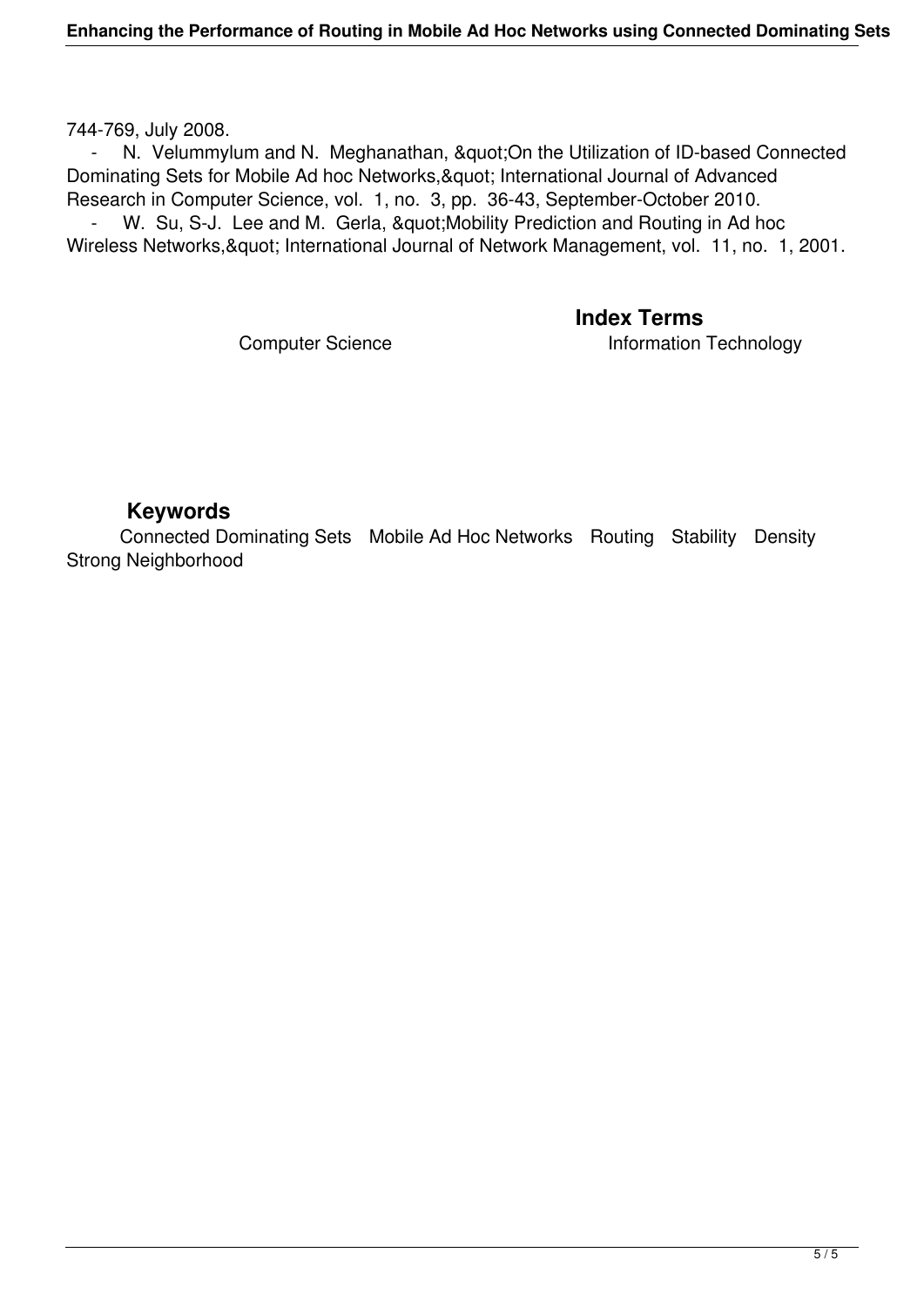744-769, July 2008.

- N. Velummylum and N. Meghanathan, &quot;On the Utilization of ID-based Connected Dominating Sets for Mobile Ad hoc Networks,&quot; International Journal of Advanced Research in Computer Science, vol. 1, no. 3, pp. 36-43, September-October 2010.
- W. Su, S-J. Lee and M. Gerla, &quot;Mobility Prediction and Routing in Ad hoc Wireless Networks,&quot; International Journal of Network Management, vol. 11, no. 1, 2001.

## Index Terms

Computer Science    Information Technology

## Keywords

Connected Dominating Sets    Mobile Ad Hoc Networks    Routing    Stability    Density    Strong Neighborhood